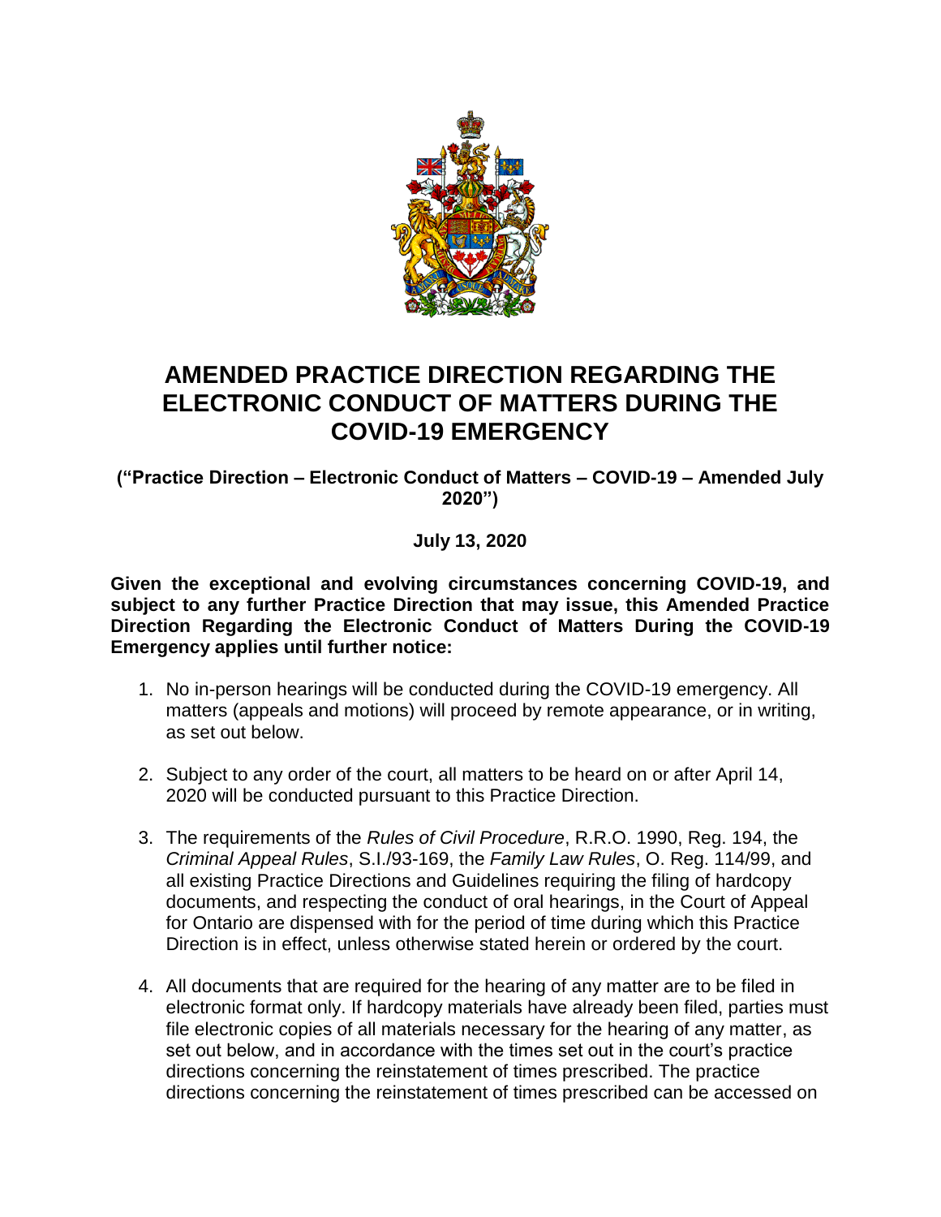# AMENDED PRACTICE DIRECTION REGARDING THE ELECTRONIC CONDUCT OF MATTERS DURING THE COVID-19 EMERGENCY

**("Practice Direction – Electronic Conduct of Matters – COVID-19 – Amended July 2020")**

**July 13, 2020**

**Given the exceptional and evolving circumstances concerning COVID-19, and subject to any further Practice Direction that may issue, this Amended Practice Direction Regarding the Electronic Conduct of Matters During the COVID-19 Emergency applies until further notice:**

1. No in-person hearings will be conducted during the COVID-19 emergency. All matters (appeals and motions) will proceed by remote appearance, or in writing, as set out below.

2. Subject to any order of the court, all matters to be heard on or after April 14, 2020 will be conducted pursuant to this Practice Direction.

3. The requirements of the *Rules of Civil Procedure*, R.R.O. 1990, Reg. 194, the *Criminal Appeal Rules*, S.I./93-169, the *Family Law Rules*, O. Reg. 114/99, and all existing Practice Directions and Guidelines requiring the filing of hardcopy documents, and respecting the conduct of oral hearings, in the Court of Appeal for Ontario are dispensed with for the period of time during which this Practice Direction is in effect, unless otherwise stated herein or ordered by the court.

4. All documents that are required for the hearing of any matter are to be filed in electronic format only. If hardcopy materials have already been filed, parties must file electronic copies of all materials necessary for the hearing of any matter, as set out below, and in accordance with the times set out in the court's practice directions concerning the reinstatement of times prescribed. The practice directions concerning the reinstatement of times prescribed can be accessed on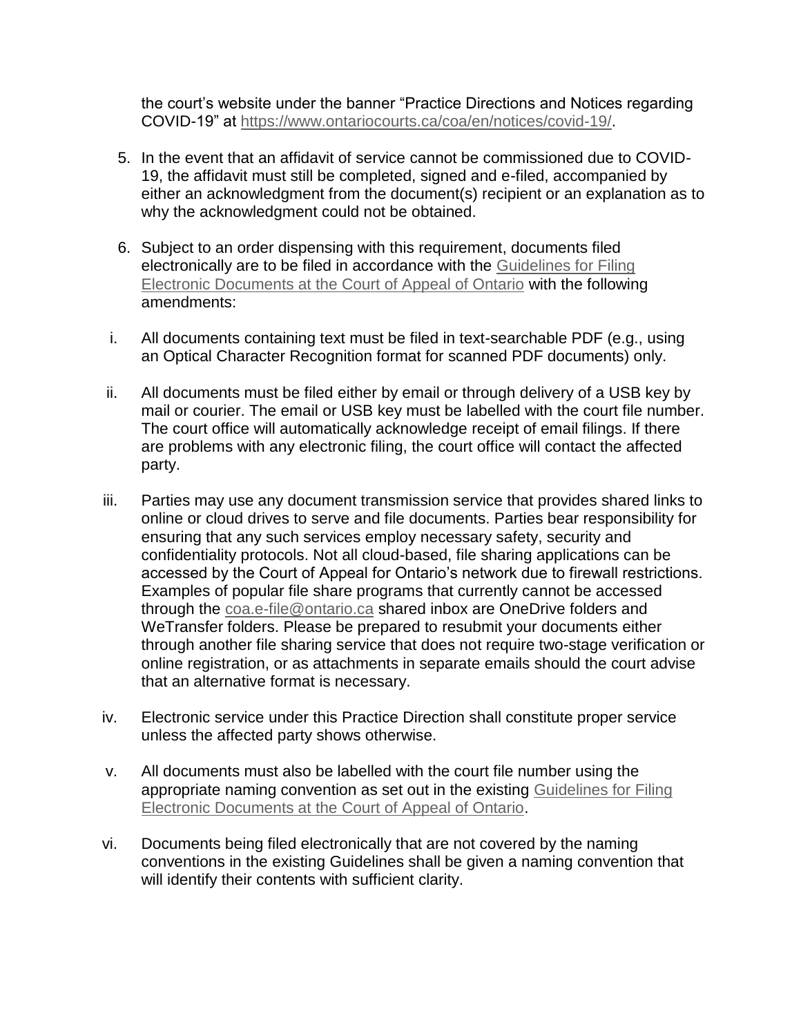the court's website under the banner "Practice Directions and Notices regarding COVID-19" at [https://www.ontariocourts.ca/coa/en/notices/covid-19/](https://www.ontariocourts.ca/coa/en/notices/covid-19/).

5. In the event that an affidavit of service cannot be commissioned due to COVID-19, the affidavit must still be completed, signed and e-filed, accompanied by either an acknowledgment from the document(s) recipient or an explanation as to why the acknowledgment could not be obtained.

6. Subject to an order dispensing with this requirement, documents filed electronically are to be filed in accordance with the Guidelines for Filing Electronic Documents at the Court of Appeal of Ontario with the following amendments:

i. All documents containing text must be filed in text-searchable PDF (e.g., using an Optical Character Recognition format for scanned PDF documents) only.

ii. All documents must be filed either by email or through delivery of a USB key by mail or courier. The email or USB key must be labelled with the court file number. The court office will automatically acknowledge receipt of email filings. If there are problems with any electronic filing, the court office will contact the affected party.

iii. Parties may use any document transmission service that provides shared links to online or cloud drives to serve and file documents. Parties bear responsibility for ensuring that any such services employ necessary safety, security and confidentiality protocols. Not all cloud-based, file sharing applications can be accessed by the Court of Appeal for Ontario's network due to firewall restrictions. Examples of popular file share programs that currently cannot be accessed through the coa.e-file@ontario.ca shared inbox are OneDrive folders and WeTransfer folders. Please be prepared to resubmit your documents either through another file sharing service that does not require two-stage verification or online registration, or as attachments in separate emails should the court advise that an alternative format is necessary.

iv. Electronic service under this Practice Direction shall constitute proper service unless the affected party shows otherwise.

v. All documents must also be labelled with the court file number using the appropriate naming convention as set out in the existing Guidelines for Filing Electronic Documents at the Court of Appeal of Ontario.

vi. Documents being filed electronically that are not covered by the naming conventions in the existing Guidelines shall be given a naming convention that will identify their contents with sufficient clarity.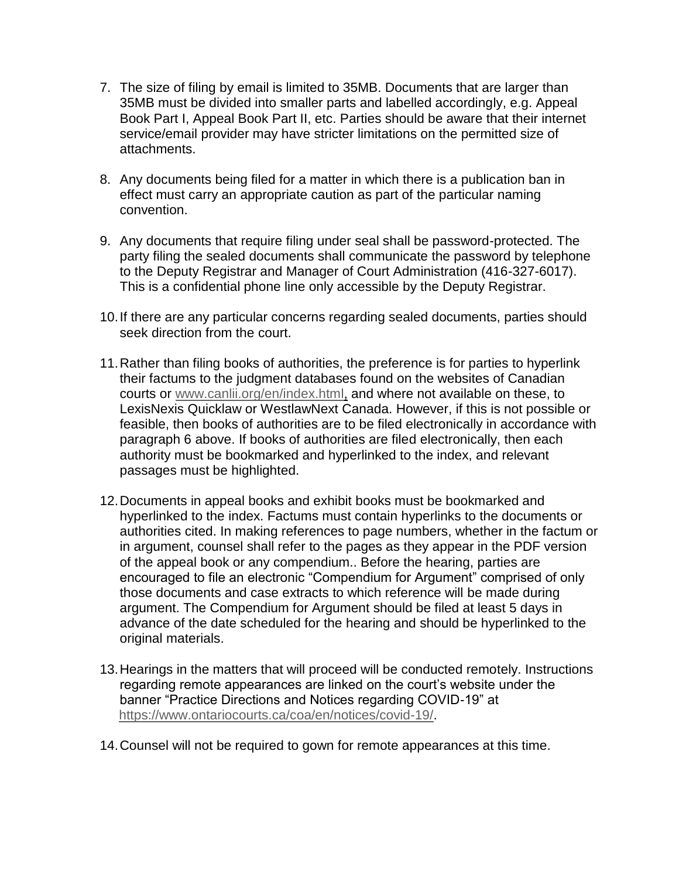7. The size of filing by email is limited to 35MB. Documents that are larger than 35MB must be divided into smaller parts and labelled accordingly, e.g. Appeal Book Part I, Appeal Book Part II, etc. Parties should be aware that their internet service/email provider may have stricter limitations on the permitted size of attachments.

8. Any documents being filed for a matter in which there is a publication ban in effect must carry an appropriate caution as part of the particular naming convention.

9. Any documents that require filing under seal shall be password-protected. The party filing the sealed documents shall communicate the password by telephone to the Deputy Registrar and Manager of Court Administration (416-327-6017). This is a confidential phone line only accessible by the Deputy Registrar.

10. If there are any particular concerns regarding sealed documents, parties should seek direction from the court.

11. Rather than filing books of authorities, the preference is for parties to hyperlink their factums to the judgment databases found on the websites of Canadian courts or www.canlii.org/en/index.html, and where not available on these, to LexisNexis Quicklaw or WestlawNext Canada. However, if this is not possible or feasible, then books of authorities are to be filed electronically in accordance with paragraph 6 above. If books of authorities are filed electronically, then each authority must be bookmarked and hyperlinked to the index, and relevant passages must be highlighted.

12. Documents in appeal books and exhibit books must be bookmarked and hyperlinked to the index. Factums must contain hyperlinks to the documents or authorities cited. In making references to page numbers, whether in the factum or in argument, counsel shall refer to the pages as they appear in the PDF version of the appeal book or any compendium.. Before the hearing, parties are encouraged to file an electronic "Compendium for Argument" comprised of only those documents and case extracts to which reference will be made during argument. The Compendium for Argument should be filed at least 5 days in advance of the date scheduled for the hearing and should be hyperlinked to the original materials.

13. Hearings in the matters that will proceed will be conducted remotely. Instructions regarding remote appearances are linked on the court's website under the banner "Practice Directions and Notices regarding COVID-19" at https://www.ontariocourts.ca/coa/en/notices/covid-19/.

14. Counsel will not be required to gown for remote appearances at this time.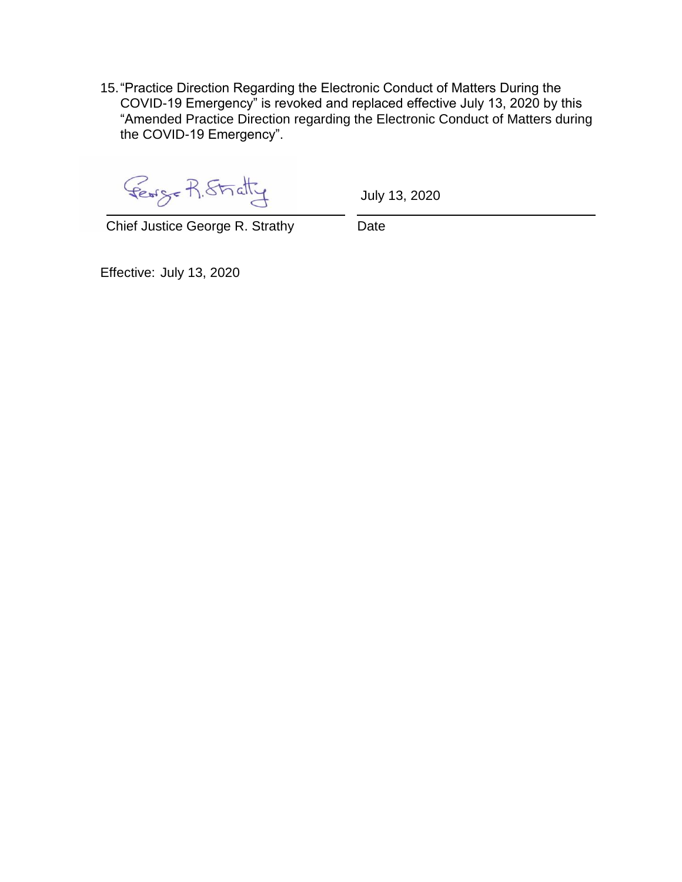15. "Practice Direction Regarding the Electronic Conduct of Matters During the COVID-19 Emergency" is revoked and replaced effective July 13, 2020 by this "Amended Practice Direction regarding the Electronic Conduct of Matters during the COVID-19 Emergency".

George R. Strathy

Chief Justice George R. Strathy

July 13, 2020

Date

Effective: July 13, 2020